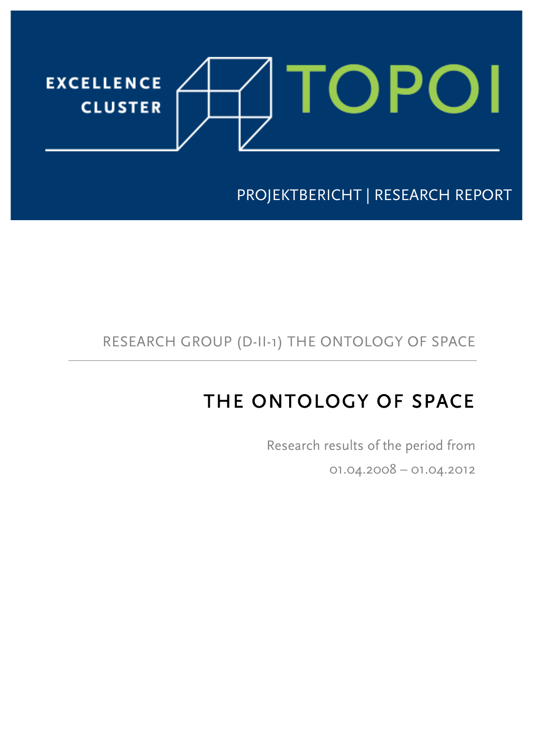EXCELLENCE CLUSTER TOPOI

PROJEKTBERICHT | RESEARCH REPORT

RESEARCH GROUP (D-II-1) THE ONTOLOGY OF SPACE

# THE ONTOLOGY OF SPACE

Research results of the period from

01.04.2008 – 01.04.2012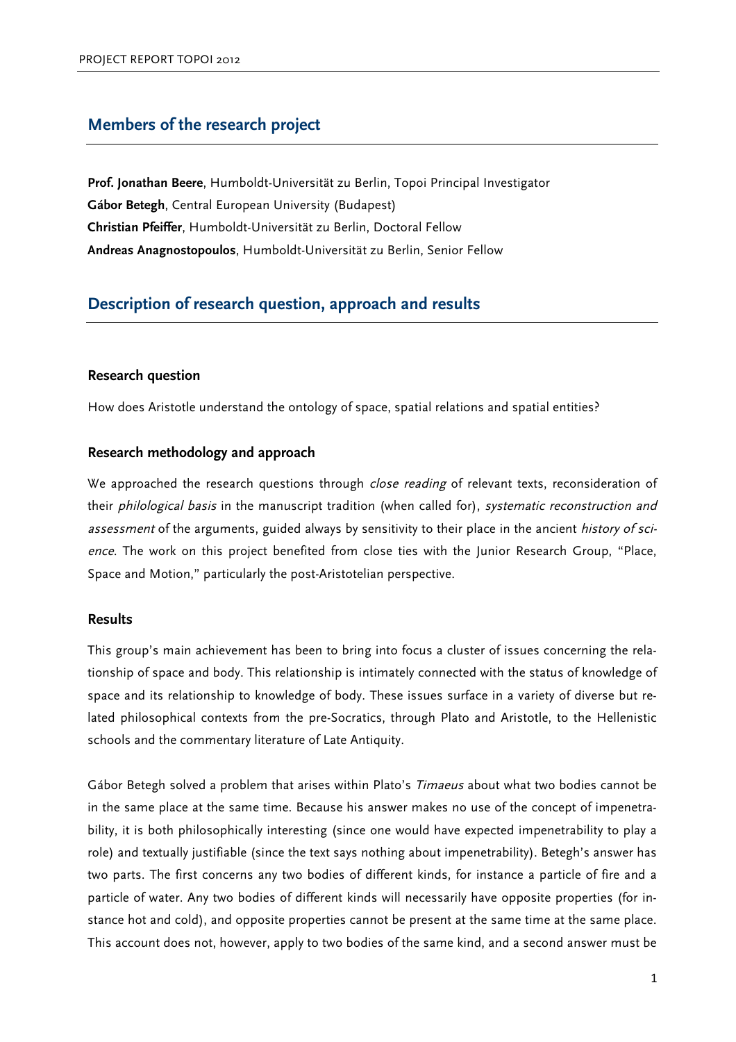## Members of the research project

**Prof. Jonathan Beere**, Humboldt-Universität zu Berlin, Topoi Principal Investigator
**Gábor Betegh**, Central European University (Budapest)
**Christian Pfeiffer**, Humboldt-Universität zu Berlin, Doctoral Fellow
**Andreas Anagnostopoulos**, Humboldt-Universität zu Berlin, Senior Fellow

## Description of research question, approach and results

### Research question

How does Aristotle understand the ontology of space, spatial relations and spatial entities?

### Research methodology and approach

We approached the research questions through *close reading* of relevant texts, reconsideration of their *philological basis* in the manuscript tradition (when called for), *systematic reconstruction and assessment* of the arguments, guided always by sensitivity to their place in the ancient *history of science*. The work on this project benefited from close ties with the Junior Research Group, "Place, Space and Motion," particularly the post-Aristotelian perspective.

### Results

This group's main achievement has been to bring into focus a cluster of issues concerning the relationship of space and body. This relationship is intimately connected with the status of knowledge of space and its relationship to knowledge of body. These issues surface in a variety of diverse but related philosophical contexts from the pre-Socratics, through Plato and Aristotle, to the Hellenistic schools and the commentary literature of Late Antiquity.

Gábor Betegh solved a problem that arises within Plato's *Timaeus* about what two bodies cannot be in the same place at the same time. Because his answer makes no use of the concept of impenetrability, it is both philosophically interesting (since one would have expected impenetrability to play a role) and textually justifiable (since the text says nothing about impenetrability). Betegh's answer has two parts. The first concerns any two bodies of different kinds, for instance a particle of fire and a particle of water. Any two bodies of different kinds will necessarily have opposite properties (for instance hot and cold), and opposite properties cannot be present at the same time at the same place. This account does not, however, apply to two bodies of the same kind, and a second answer must be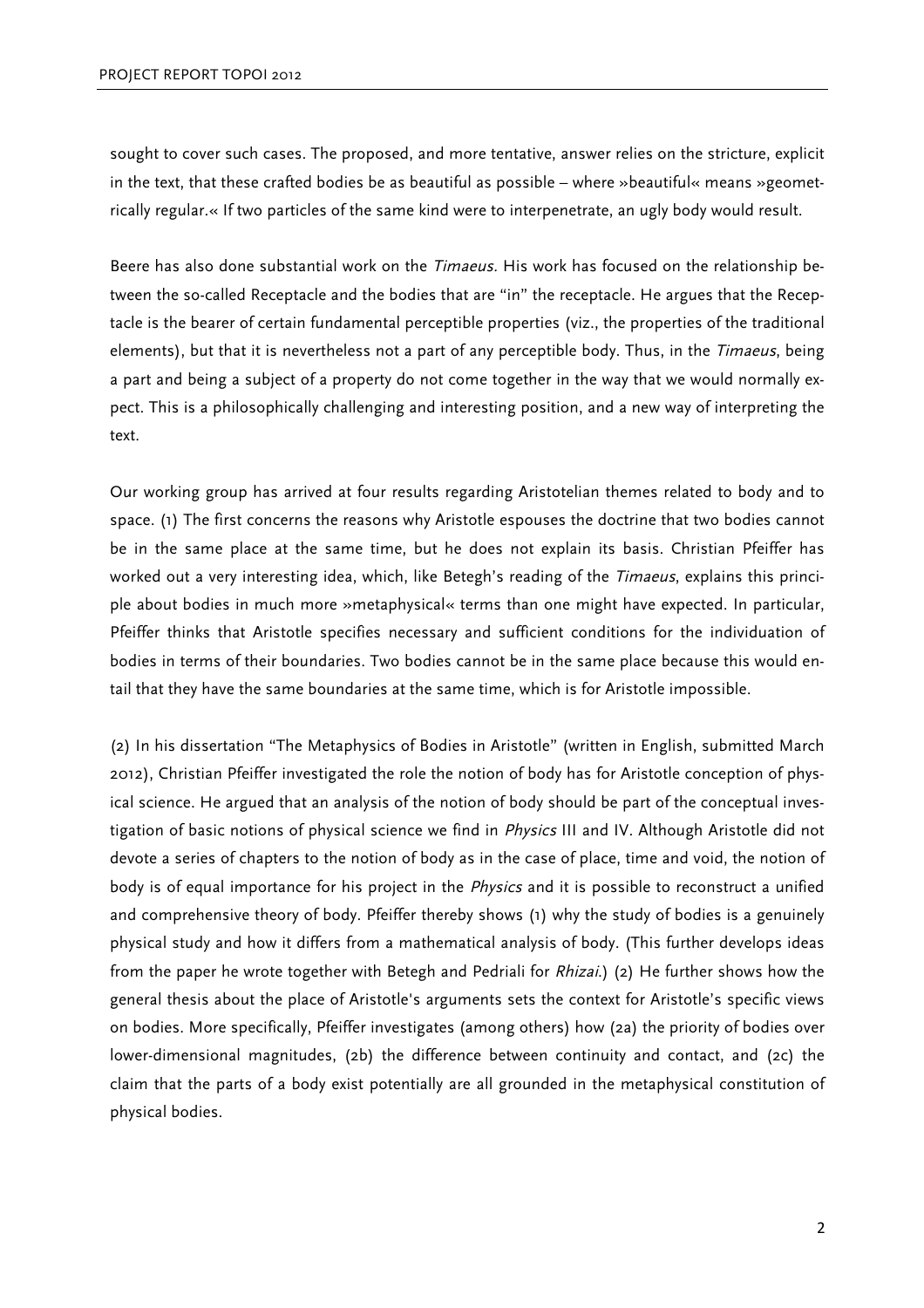sought to cover such cases. The proposed, and more tentative, answer relies on the stricture, explicit in the text, that these crafted bodies be as beautiful as possible – where »beautiful« means »geometrically regular.« If two particles of the same kind were to interpenetrate, an ugly body would result.

Beere has also done substantial work on the *Timaeus*. His work has focused on the relationship between the so-called Receptacle and the bodies that are "in" the receptacle. He argues that the Receptacle is the bearer of certain fundamental perceptible properties (viz., the properties of the traditional elements), but that it is nevertheless not a part of any perceptible body. Thus, in the *Timaeus*, being a part and being a subject of a property do not come together in the way that we would normally expect. This is a philosophically challenging and interesting position, and a new way of interpreting the text.

Our working group has arrived at four results regarding Aristotelian themes related to body and to space. (1) The first concerns the reasons why Aristotle espouses the doctrine that two bodies cannot be in the same place at the same time, but he does not explain its basis. Christian Pfeiffer has worked out a very interesting idea, which, like Betegh's reading of the *Timaeus*, explains this principle about bodies in much more »metaphysical« terms than one might have expected. In particular, Pfeiffer thinks that Aristotle specifies necessary and sufficient conditions for the individuation of bodies in terms of their boundaries. Two bodies cannot be in the same place because this would entail that they have the same boundaries at the same time, which is for Aristotle impossible.

(2) In his dissertation "The Metaphysics of Bodies in Aristotle" (written in English, submitted March 2012), Christian Pfeiffer investigated the role the notion of body has for Aristotle conception of physical science. He argued that an analysis of the notion of body should be part of the conceptual investigation of basic notions of physical science we find in *Physics* III and IV. Although Aristotle did not devote a series of chapters to the notion of body as in the case of place, time and void, the notion of body is of equal importance for his project in the *Physics* and it is possible to reconstruct a unified and comprehensive theory of body. Pfeiffer thereby shows (1) why the study of bodies is a genuinely physical study and how it differs from a mathematical analysis of body. (This further develops ideas from the paper he wrote together with Betegh and Pedriali for *Rhizai*.) (2) He further shows how the general thesis about the place of Aristotle's arguments sets the context for Aristotle's specific views on bodies. More specifically, Pfeiffer investigates (among others) how (2a) the priority of bodies over lower-dimensional magnitudes, (2b) the difference between continuity and contact, and (2c) the claim that the parts of a body exist potentially are all grounded in the metaphysical constitution of physical bodies.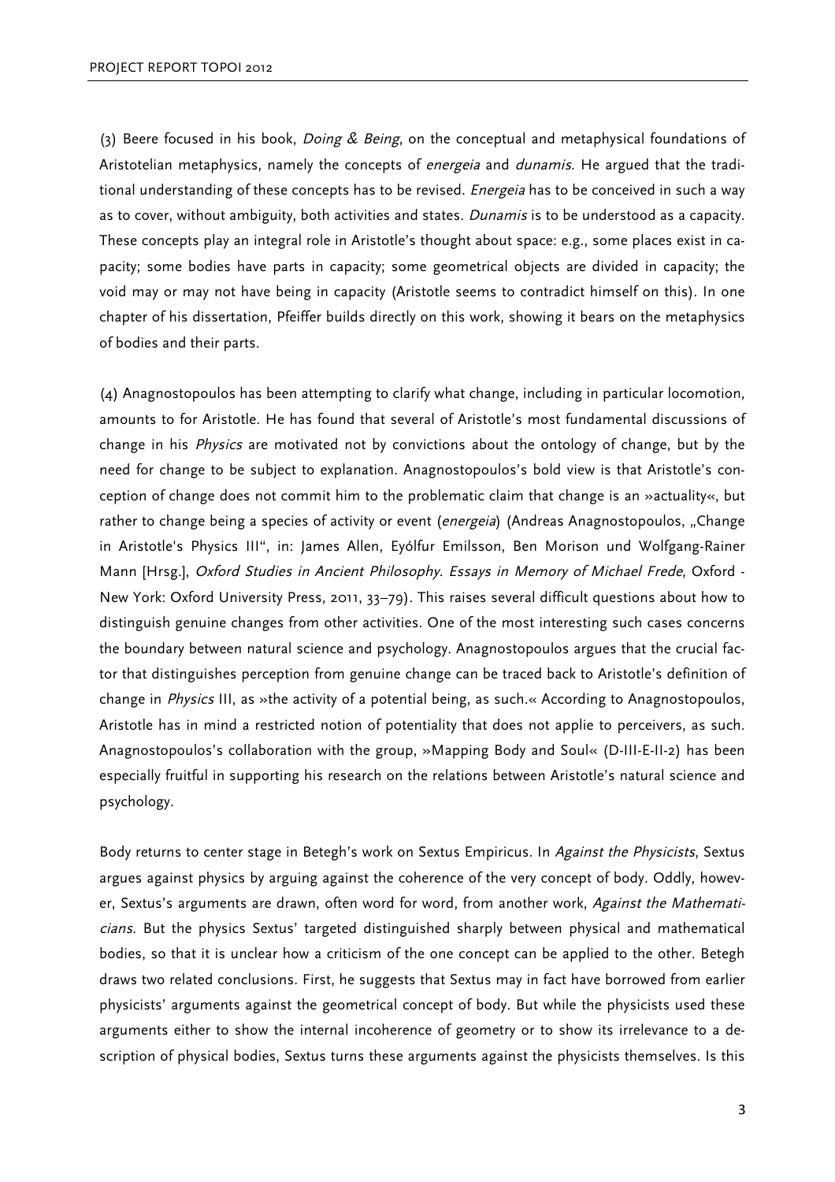(3) Beere focused in his book, *Doing & Being*, on the conceptual and metaphysical foundations of Aristotelian metaphysics, namely the concepts of *energeia* and *dunamis*. He argued that the traditional understanding of these concepts has to be revised. *Energeia* has to be conceived in such a way as to cover, without ambiguity, both activities and states. *Dunamis* is to be understood as a capacity. These concepts play an integral role in Aristotle's thought about space: e.g., some places exist in capacity; some bodies have parts in capacity; some geometrical objects are divided in capacity; the void may or may not have being in capacity (Aristotle seems to contradict himself on this). In one chapter of his dissertation, Pfeiffer builds directly on this work, showing it bears on the metaphysics of bodies and their parts.

(4) Anagnostopoulos has been attempting to clarify what change, including in particular locomotion, amounts to for Aristotle. He has found that several of Aristotle's most fundamental discussions of change in his *Physics* are motivated not by convictions about the ontology of change, but by the need for change to be subject to explanation. Anagnostopoulos's bold view is that Aristotle's conception of change does not commit him to the problematic claim that change is an »actuality«, but rather to change being a species of activity or event (*energeia*) (Andreas Anagnostopoulos, „Change in Aristotle's Physics III", in: James Allen, Eyólfur Emilsson, Ben Morison und Wolfgang-Rainer Mann [Hrsg.], *Oxford Studies in Ancient Philosophy. Essays in Memory of Michael Frede*, Oxford - New York: Oxford University Press, 2011, 33–79). This raises several difficult questions about how to distinguish genuine changes from other activities. One of the most interesting such cases concerns the boundary between natural science and psychology. Anagnostopoulos argues that the crucial factor that distinguishes perception from genuine change can be traced back to Aristotle's definition of change in *Physics* III, as »the activity of a potential being, as such.« According to Anagnostopoulos, Aristotle has in mind a restricted notion of potentiality that does not applie to perceivers, as such. Anagnostopoulos's collaboration with the group, »Mapping Body and Soul« (D-III-E-II-2) has been especially fruitful in supporting his research on the relations between Aristotle's natural science and psychology.

Body returns to center stage in Betegh's work on Sextus Empiricus. In *Against the Physicists*, Sextus argues against physics by arguing against the coherence of the very concept of body. Oddly, however, Sextus's arguments are drawn, often word for word, from another work, *Against the Mathematicians*. But the physics Sextus' targeted distinguished sharply between physical and mathematical bodies, so that it is unclear how a criticism of the one concept can be applied to the other. Betegh draws two related conclusions. First, he suggests that Sextus may in fact have borrowed from earlier physicists' arguments against the geometrical concept of body. But while the physicists used these arguments either to show the internal incoherence of geometry or to show its irrelevance to a description of physical bodies, Sextus turns these arguments against the physicists themselves. Is this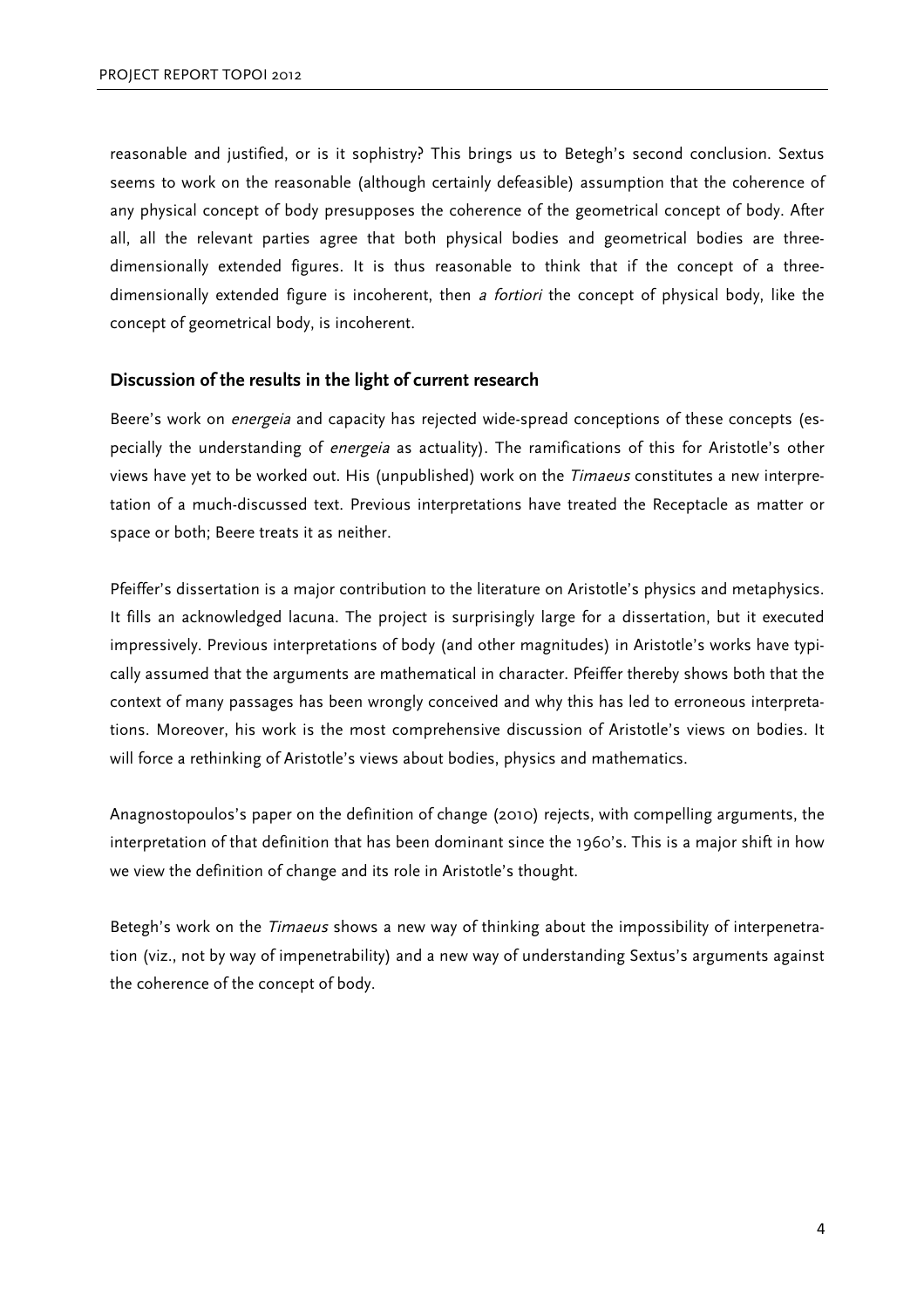reasonable and justified, or is it sophistry? This brings us to Betegh's second conclusion. Sextus seems to work on the reasonable (although certainly defeasible) assumption that the coherence of any physical concept of body presupposes the coherence of the geometrical concept of body. After all, all the relevant parties agree that both physical bodies and geometrical bodies are three-dimensionally extended figures. It is thus reasonable to think that if the concept of a three-dimensionally extended figure is incoherent, then *a fortiori* the concept of physical body, like the concept of geometrical body, is incoherent.

## Discussion of the results in the light of current research

Beere's work on *energeia* and capacity has rejected wide-spread conceptions of these concepts (especially the understanding of *energeia* as actuality). The ramifications of this for Aristotle's other views have yet to be worked out. His (unpublished) work on the *Timaeus* constitutes a new interpretation of a much-discussed text. Previous interpretations have treated the Receptacle as matter or space or both; Beere treats it as neither.

Pfeiffer's dissertation is a major contribution to the literature on Aristotle's physics and metaphysics. It fills an acknowledged lacuna. The project is surprisingly large for a dissertation, but it executed impressively. Previous interpretations of body (and other magnitudes) in Aristotle's works have typically assumed that the arguments are mathematical in character. Pfeiffer thereby shows both that the context of many passages has been wrongly conceived and why this has led to erroneous interpretations. Moreover, his work is the most comprehensive discussion of Aristotle's views on bodies. It will force a rethinking of Aristotle's views about bodies, physics and mathematics.

Anagnostopoulos's paper on the definition of change (2010) rejects, with compelling arguments, the interpretation of that definition that has been dominant since the 1960's. This is a major shift in how we view the definition of change and its role in Aristotle's thought.

Betegh's work on the *Timaeus* shows a new way of thinking about the impossibility of interpenetration (viz., not by way of impenetrability) and a new way of understanding Sextus's arguments against the coherence of the concept of body.